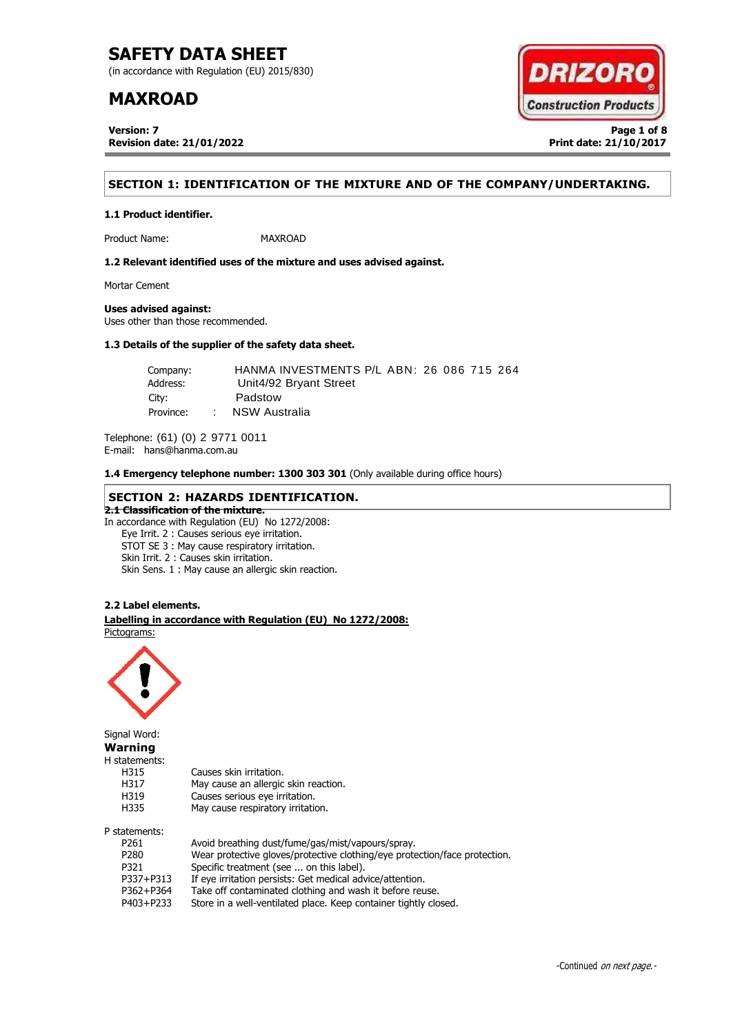# SAFETY DATA SHEET

(in accordance with Regulation (EU) 2015/830)

# MAXROAD

**Version: 7**
**Revision date: 21/01/2022**

**Print date: 21/10/2017**

## SECTION 1: IDENTIFICATION OF THE MIXTURE AND OF THE COMPANY/UNDERTAKING.

### 1.1 Product identifier.

Product Name: MAXROAD

### 1.2 Relevant identified uses of the mixture and uses advised against.

Mortar Cement

**Uses advised against:**
Uses other than those recommended.

### 1.3 Details of the supplier of the safety data sheet.

Company: HANMA INVESTMENTS P/L ABN: 26 086 715 264
Address: Unit4/92 Bryant Street
City: Padstow
Province: : NSW Australia

Telephone: (61) (0) 2 9771 0011
E-mail: hans@hanma.com.au

**1.4 Emergency telephone number: 1300 303 301** (Only available during office hours)

## SECTION 2: HAZARDS IDENTIFICATION.

### 2.1 Classification of the mixture.

In accordance with Regulation (EU) No 1272/2008:

- Eye Irrit. 2 : Causes serious eye irritation.
- STOT SE 3 : May cause respiratory irritation.
- Skin Irrit. 2 : Causes skin irritation.
- Skin Sens. 1 : May cause an allergic skin reaction.

### 2.2 Label elements.

**Labelling in accordance with Regulation (EU) No 1272/2008:**

Pictograms:

Signal Word:

**Warning**

H statements:

| | |
|---|---|
| H315 | Causes skin irritation. |
| H317 | May cause an allergic skin reaction. |
| H319 | Causes serious eye irritation. |
| H335 | May cause respiratory irritation. |

P statements:

| | |
|---|---|
| P261 | Avoid breathing dust/fume/gas/mist/vapours/spray. |
| P280 | Wear protective gloves/protective clothing/eye protection/face protection. |
| P321 | Specific treatment (see ... on this label). |
| P337+P313 | If eye irritation persists: Get medical advice/attention. |
| P362+P364 | Take off contaminated clothing and wash it before reuse. |
| P403+P233 | Store in a well-ventilated place. Keep container tightly closed. |

-Continued *on next page.*-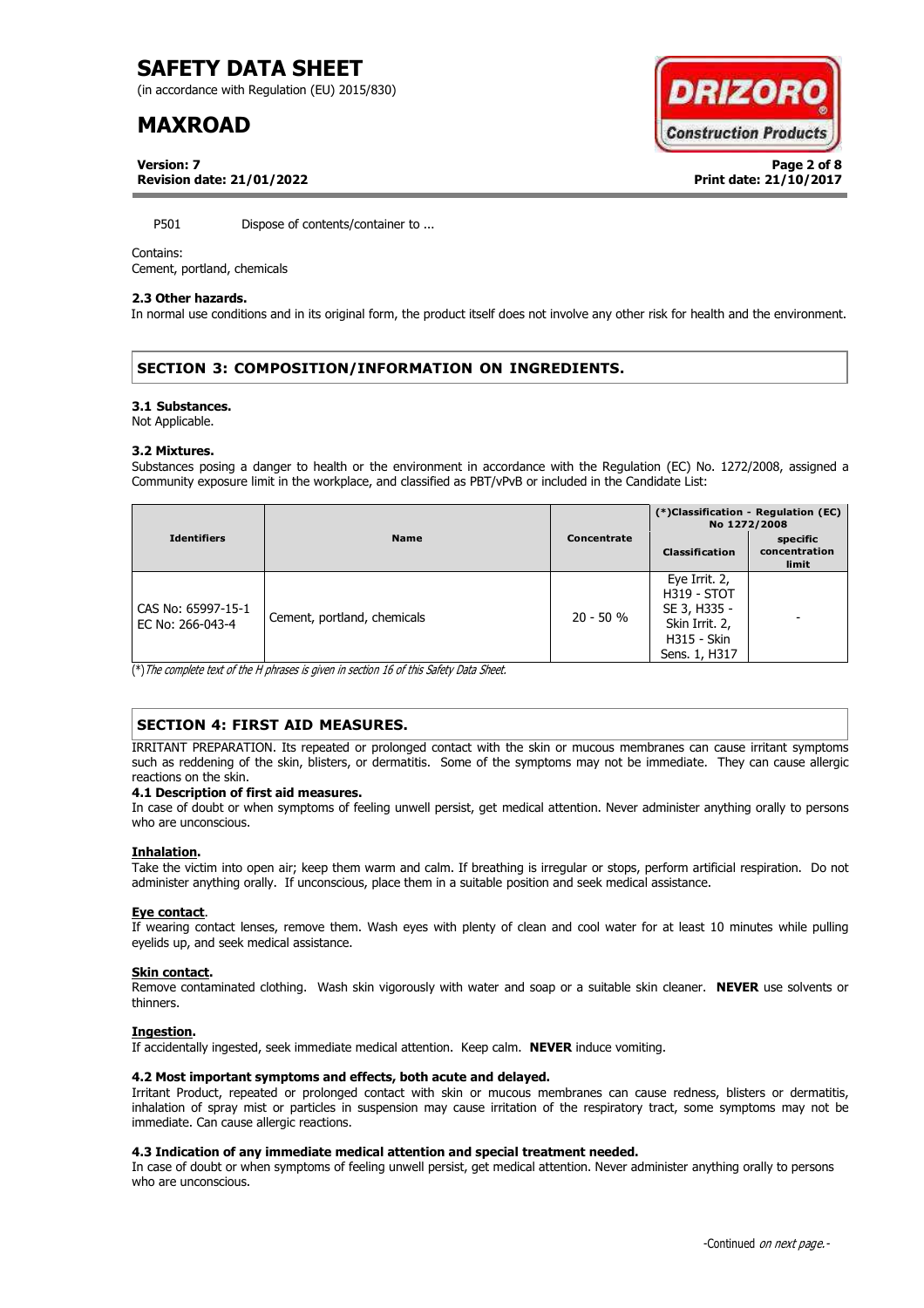P501 Dispose of contents/container to ...

Contains:
Cement, portland, chemicals

**2.3 Other hazards.**
In normal use conditions and in its original form, the product itself does not involve any other risk for health and the environment.

## SECTION 3: COMPOSITION/INFORMATION ON INGREDIENTS.

**3.1 Substances.**
Not Applicable.

**3.2 Mixtures.**
Substances posing a danger to health or the environment in accordance with the Regulation (EC) No. 1272/2008, assigned a Community exposure limit in the workplace, and classified as PBT/vPvB or included in the Candidate List:

| Identifiers | Name | Concentrate | (*)Classification - Regulation (EC) No 1272/2008 | |
|---|---|---|---|---|
| | | | Classification | specific concentration limit |
| CAS No: 65997-15-1 EC No: 266-043-4 | Cement, portland, chemicals | 20 - 50 % | Eye Irrit. 2, H319 - STOT SE 3, H335 - Skin Irrit. 2, H315 - Skin Sens. 1, H317 | - |

(*) *The complete text of the H phrases is given in section 16 of this Safety Data Sheet.*

## SECTION 4: FIRST AID MEASURES.

IRRITANT PREPARATION. Its repeated or prolonged contact with the skin or mucous membranes can cause irritant symptoms such as reddening of the skin, blisters, or dermatitis. Some of the symptoms may not be immediate. They can cause allergic reactions on the skin.

**4.1 Description of first aid measures.**
In case of doubt or when symptoms of feeling unwell persist, get medical attention. Never administer anything orally to persons who are unconscious.

**Inhalation.**
Take the victim into open air; keep them warm and calm. If breathing is irregular or stops, perform artificial respiration. Do not administer anything orally. If unconscious, place them in a suitable position and seek medical assistance.

**Eye contact.**
If wearing contact lenses, remove them. Wash eyes with plenty of clean and cool water for at least 10 minutes while pulling eyelids up, and seek medical assistance.

**Skin contact.**
Remove contaminated clothing. Wash skin vigorously with water and soap or a suitable skin cleaner. **NEVER** use solvents or thinners.

**Ingestion.**
If accidentally ingested, seek immediate medical attention. Keep calm. **NEVER** induce vomiting.

**4.2 Most important symptoms and effects, both acute and delayed.**
Irritant Product, repeated or prolonged contact with skin or mucous membranes can cause redness, blisters or dermatitis, inhalation of spray mist or particles in suspension may cause irritation of the respiratory tract, some symptoms may not be immediate. Can cause allergic reactions.

**4.3 Indication of any immediate medical attention and special treatment needed.**
In case of doubt or when symptoms of feeling unwell persist, get medical attention. Never administer anything orally to persons who are unconscious.

-Continued *on next page.*-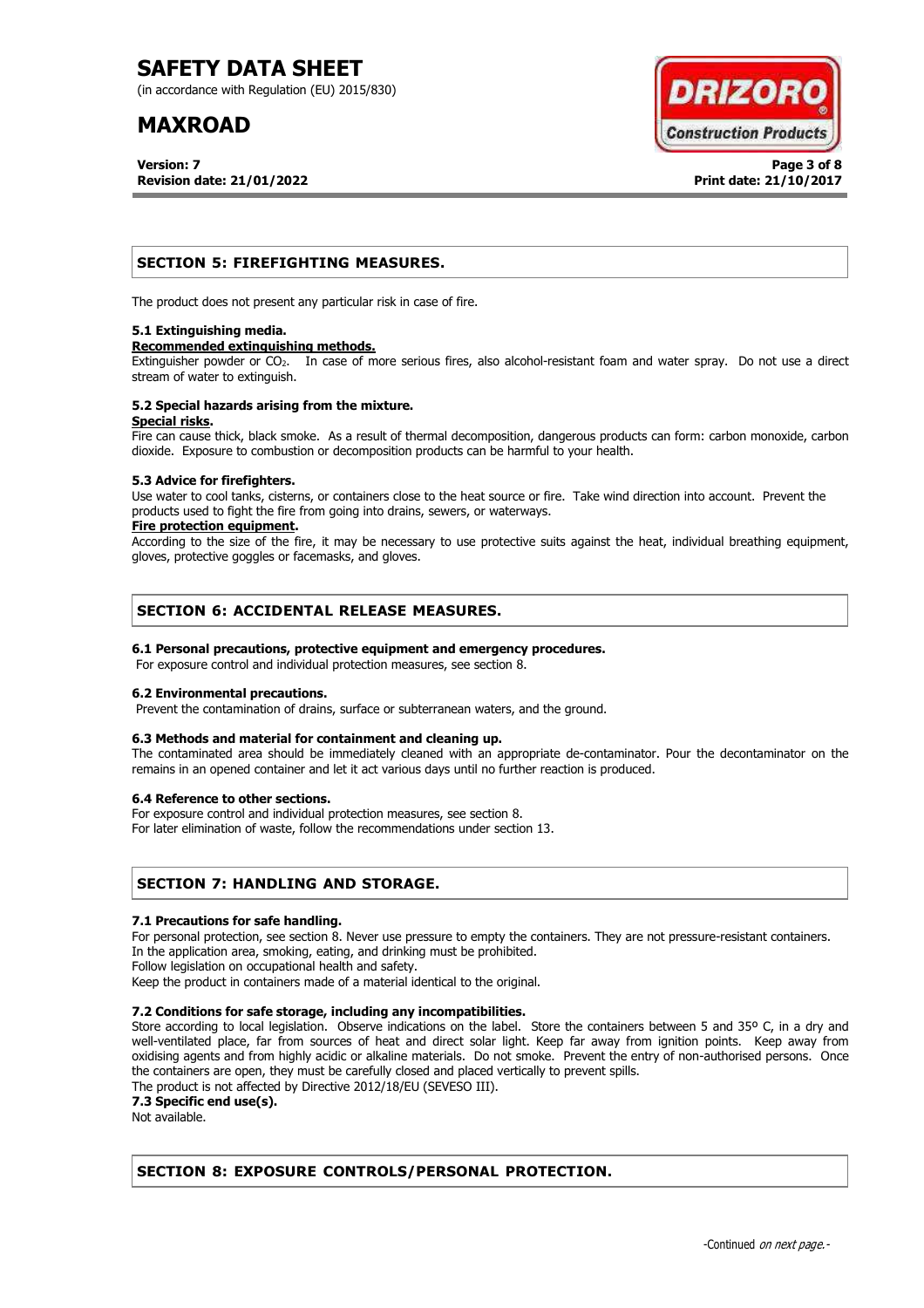## SECTION 5: FIREFIGHTING MEASURES.

The product does not present any particular risk in case of fire.

### 5.1 Extinguishing media.

**Recommended extinguishing methods.**

Extinguisher powder or $CO_2$. In case of more serious fires, also alcohol-resistant foam and water spray. Do not use a direct stream of water to extinguish.

### 5.2 Special hazards arising from the mixture.

**Special risks.**

Fire can cause thick, black smoke. As a result of thermal decomposition, dangerous products can form: carbon monoxide, carbon dioxide. Exposure to combustion or decomposition products can be harmful to your health.

### 5.3 Advice for firefighters.

Use water to cool tanks, cisterns, or containers close to the heat source or fire. Take wind direction into account. Prevent the products used to fight the fire from going into drains, sewers, or waterways.

**Fire protection equipment.**

According to the size of the fire, it may be necessary to use protective suits against the heat, individual breathing equipment, gloves, protective goggles or facemasks, and gloves.

## SECTION 6: ACCIDENTAL RELEASE MEASURES.

### 6.1 Personal precautions, protective equipment and emergency procedures.

For exposure control and individual protection measures, see section 8.

### 6.2 Environmental precautions.

Prevent the contamination of drains, surface or subterranean waters, and the ground.

### 6.3 Methods and material for containment and cleaning up.

The contaminated area should be immediately cleaned with an appropriate de-contaminator. Pour the decontaminator on the remains in an opened container and let it act various days until no further reaction is produced.

### 6.4 Reference to other sections.

For exposure control and individual protection measures, see section 8.
For later elimination of waste, follow the recommendations under section 13.

## SECTION 7: HANDLING AND STORAGE.

### 7.1 Precautions for safe handling.

For personal protection, see section 8. Never use pressure to empty the containers. They are not pressure-resistant containers.
In the application area, smoking, eating, and drinking must be prohibited.
Follow legislation on occupational health and safety.
Keep the product in containers made of a material identical to the original.

### 7.2 Conditions for safe storage, including any incompatibilities.

Store according to local legislation. Observe indications on the label. Store the containers between 5 and 35º C, in a dry and well-ventilated place, far from sources of heat and direct solar light. Keep far away from ignition points. Keep away from oxidising agents and from highly acidic or alkaline materials. Do not smoke. Prevent the entry of non-authorised persons. Once the containers are open, they must be carefully closed and placed vertically to prevent spills.
The product is not affected by Directive 2012/18/EU (SEVESO III).

### 7.3 Specific end use(s).

Not available.

## SECTION 8: EXPOSURE CONTROLS/PERSONAL PROTECTION.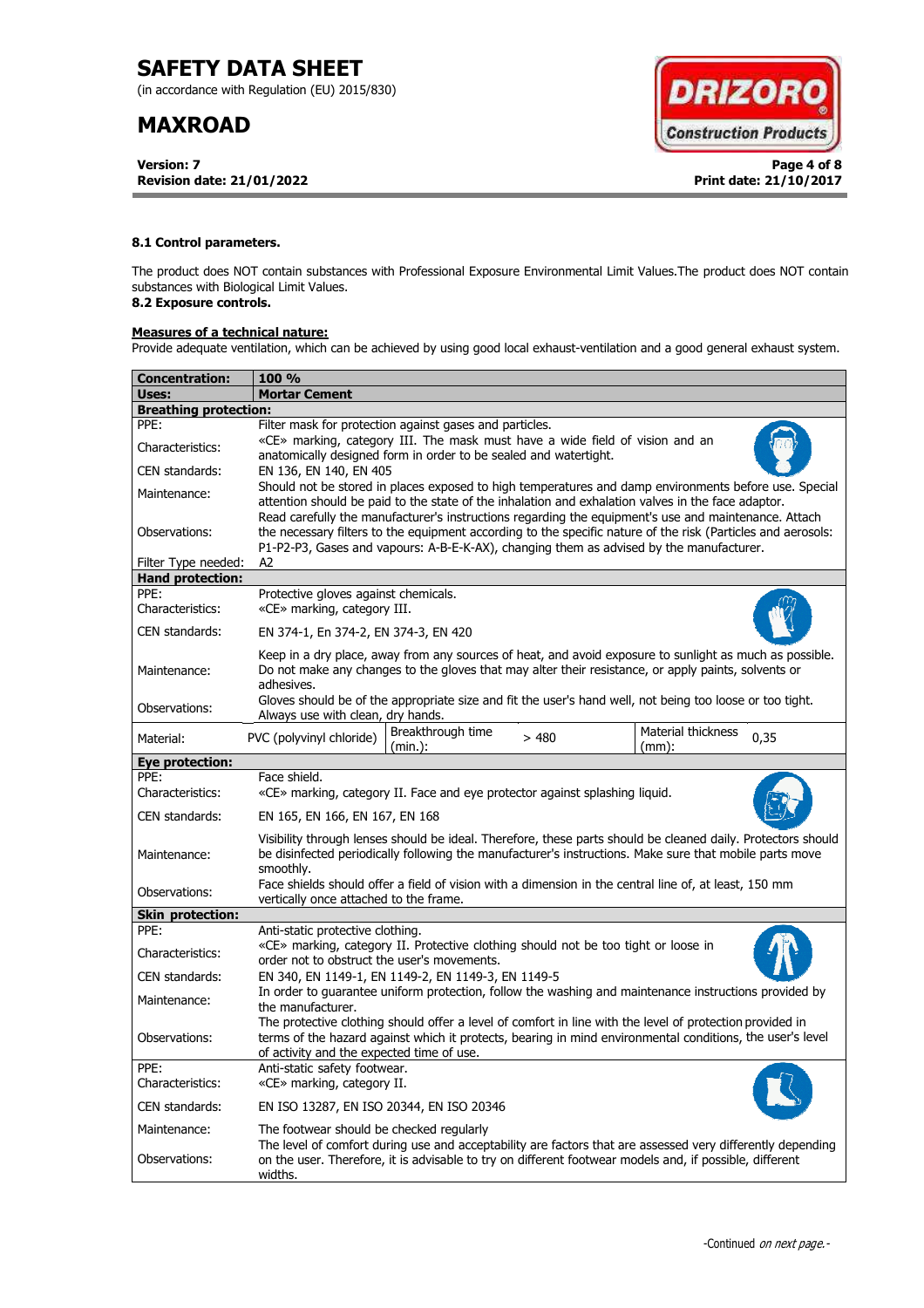**8.1 Control parameters.**

The product does NOT contain substances with Professional Exposure Environmental Limit Values.The product does NOT contain substances with Biological Limit Values.

**8.2 Exposure controls.**

**Measures of a technical nature:**

Provide adequate ventilation, which can be achieved by using good local exhaust-ventilation and a good general exhaust system.

| **Concentration:** | **100 %** | | | | |
|---|---|---|---|---|---|
| **Uses:** | **Mortar Cement** | | | | |
| **Breathing protection:** | | | | | |
| PPE: | Filter mask for protection against gases and particles. | | | | |
| Characteristics: | «CE» marking, category III. The mask must have a wide field of vision and an anatomically designed form in order to be sealed and watertight. | | | | |
| CEN standards: | EN 136, EN 140, EN 405 | | | | |
| Maintenance: | Should not be stored in places exposed to high temperatures and damp environments before use. Special attention should be paid to the state of the inhalation and exhalation valves in the face adaptor. | | | | |
| Observations: | Read carefully the manufacturer's instructions regarding the equipment's use and maintenance. Attach the necessary filters to the equipment according to the specific nature of the risk (Particles and aerosols: P1-P2-P3, Gases and vapours: A-B-E-K-AX), changing them as advised by the manufacturer. | | | | |
| Filter Type needed: | A2 | | | | |
| **Hand protection:** | | | | | |
| PPE: | Protective gloves against chemicals. | | | | |
| Characteristics: | «CE» marking, category III. | | | | |
| CEN standards: | EN 374-1, En 374-2, EN 374-3, EN 420 | | | | |
| Maintenance: | Keep in a dry place, away from any sources of heat, and avoid exposure to sunlight as much as possible. Do not make any changes to the gloves that may alter their resistance, or apply paints, solvents or adhesives. | | | | |
| Observations: | Gloves should be of the appropriate size and fit the user's hand well, not being too loose or too tight. Always use with clean, dry hands. | | | | |
| Material: | PVC (polyvinyl chloride) | Breakthrough time (min.): | > 480 | Material thickness (mm): | 0,35 |
| **Eye protection:** | | | | | |
| PPE: | Face shield. | | | | |
| Characteristics: | «CE» marking, category II. Face and eye protector against splashing liquid. | | | | |
| CEN standards: | EN 165, EN 166, EN 167, EN 168 | | | | |
| Maintenance: | Visibility through lenses should be ideal. Therefore, these parts should be cleaned daily. Protectors should be disinfected periodically following the manufacturer's instructions. Make sure that mobile parts move smoothly. | | | | |
| Observations: | Face shields should offer a field of vision with a dimension in the central line of, at least, 150 mm vertically once attached to the frame. | | | | |
| **Skin protection:** | | | | | |
| PPE: | Anti-static protective clothing. | | | | |
| Characteristics: | «CE» marking, category II. Protective clothing should not be too tight or loose in order not to obstruct the user's movements. | | | | |
| CEN standards: | EN 340, EN 1149-1, EN 1149-2, EN 1149-3, EN 1149-5 | | | | |
| Maintenance: | In order to guarantee uniform protection, follow the washing and maintenance instructions provided by the manufacturer. | | | | |
| Observations: | The protective clothing should offer a level of comfort in line with the level of protection provided in terms of the hazard against which it protects, bearing in mind environmental conditions, the user's level of activity and the expected time of use. | | | | |
| PPE: | Anti-static safety footwear. | | | | |
| Characteristics: | «CE» marking, category II. | | | | |
| CEN standards: | EN ISO 13287, EN ISO 20344, EN ISO 20346 | | | | |
| Maintenance: | The footwear should be checked regularly | | | | |
| Observations: | The level of comfort during use and acceptability are factors that are assessed very differently depending on the user. Therefore, it is advisable to try on different footwear models and, if possible, different widths. | | | | |

-Continued *on next page.*-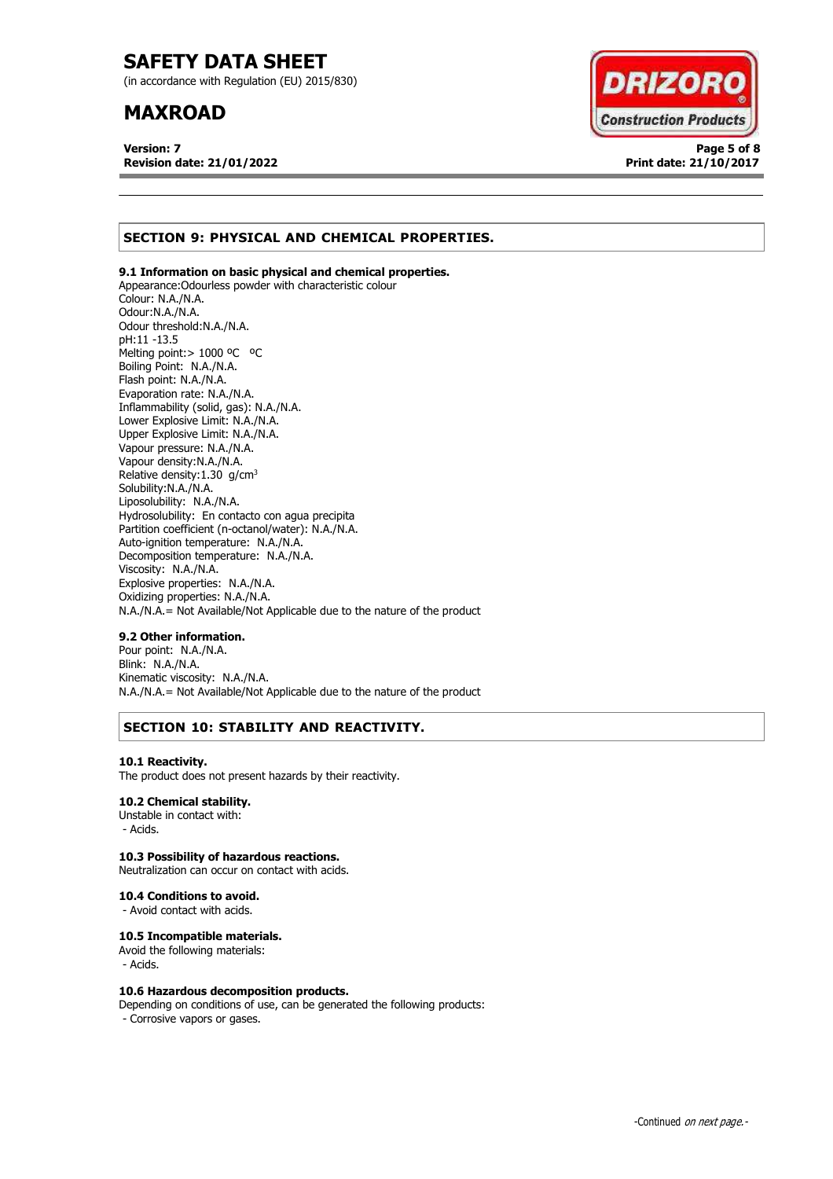## SECTION 9: PHYSICAL AND CHEMICAL PROPERTIES.

### 9.1 Information on basic physical and chemical properties.

Appearance:Odourless powder with characteristic colour
Colour: N.A./N.A.
Odour:N.A./N.A.
Odour threshold:N.A./N.A.
pH:11 -13.5
Melting point:> 1000 ºC ºC
Boiling Point: N.A./N.A.
Flash point: N.A./N.A.
Evaporation rate: N.A./N.A.
Inflammability (solid, gas): N.A./N.A.
Lower Explosive Limit: N.A./N.A.
Upper Explosive Limit: N.A./N.A.
Vapour pressure: N.A./N.A.
Vapour density:N.A./N.A.
Relative density:1.30 $g/cm^3$
Solubility:N.A./N.A.
Liposolubility: N.A./N.A.
Hydrosolubility: En contacto con agua precipita
Partition coefficient (n-octanol/water): N.A./N.A.
Auto-ignition temperature: N.A./N.A.
Decomposition temperature: N.A./N.A.
Viscosity: N.A./N.A.
Explosive properties: N.A./N.A.
Oxidizing properties: N.A./N.A.
N.A./N.A.= Not Available/Not Applicable due to the nature of the product

### 9.2 Other information.

Pour point: N.A./N.A.
Blink: N.A./N.A.
Kinematic viscosity: N.A./N.A.
N.A./N.A.= Not Available/Not Applicable due to the nature of the product

## SECTION 10: STABILITY AND REACTIVITY.

### 10.1 Reactivity.

The product does not present hazards by their reactivity.

### 10.2 Chemical stability.

Unstable in contact with:
- Acids.

### 10.3 Possibility of hazardous reactions.

Neutralization can occur on contact with acids.

### 10.4 Conditions to avoid.

- Avoid contact with acids.

### 10.5 Incompatible materials.

Avoid the following materials:
- Acids.

### 10.6 Hazardous decomposition products.

Depending on conditions of use, can be generated the following products:
- Corrosive vapors or gases.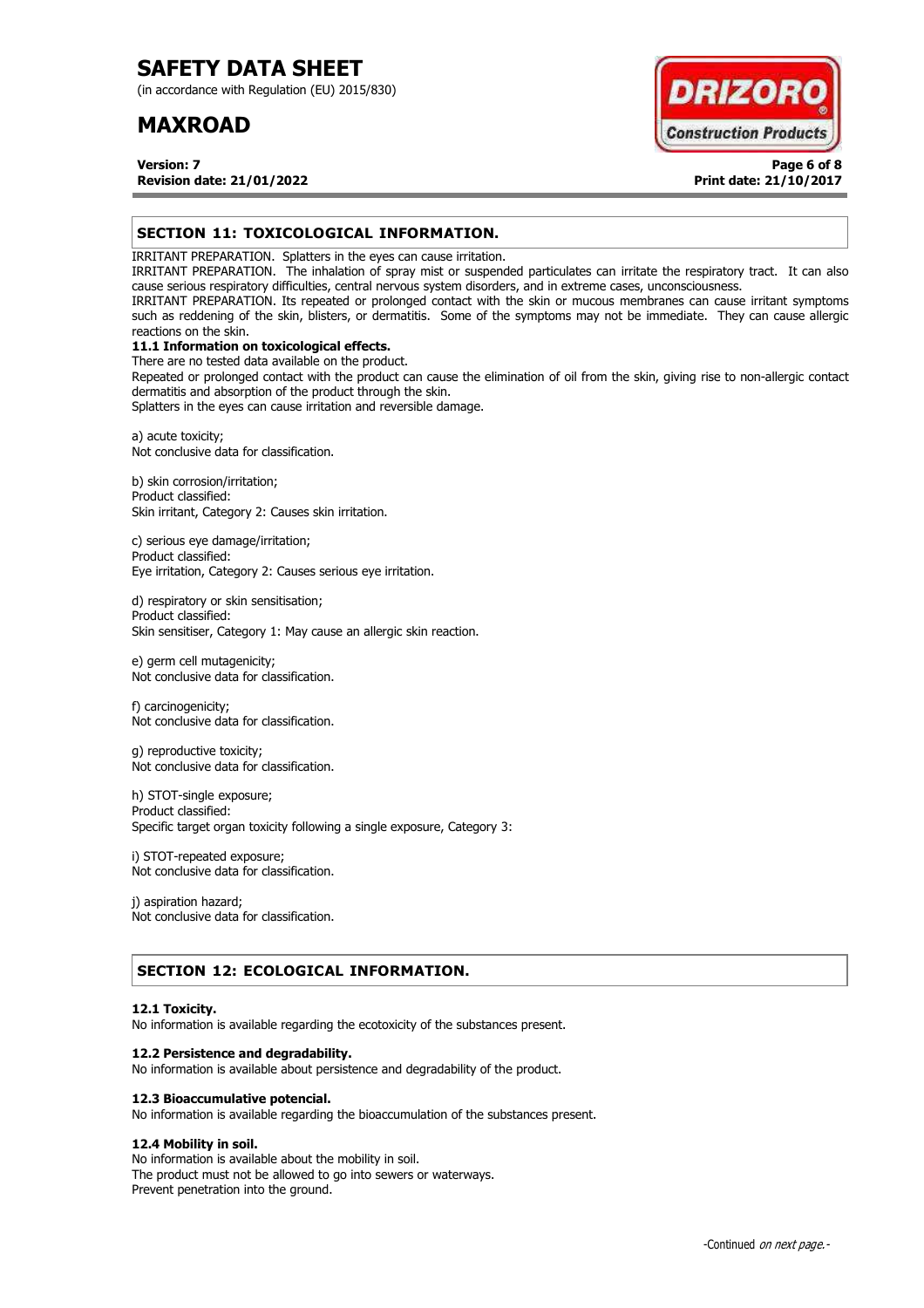## SECTION 11: TOXICOLOGICAL INFORMATION.

IRRITANT PREPARATION. Splatters in the eyes can cause irritation.
IRRITANT PREPARATION. The inhalation of spray mist or suspended particulates can irritate the respiratory tract. It can also cause serious respiratory difficulties, central nervous system disorders, and in extreme cases, unconsciousness.
IRRITANT PREPARATION. Its repeated or prolonged contact with the skin or mucous membranes can cause irritant symptoms such as reddening of the skin, blisters, or dermatitis. Some of the symptoms may not be immediate. They can cause allergic reactions on the skin.

### 11.1 Information on toxicological effects.

There are no tested data available on the product.
Repeated or prolonged contact with the product can cause the elimination of oil from the skin, giving rise to non-allergic contact dermatitis and absorption of the product through the skin.
Splatters in the eyes can cause irritation and reversible damage.

a) acute toxicity;
Not conclusive data for classification.

b) skin corrosion/irritation;
Product classified:
Skin irritant, Category 2: Causes skin irritation.

c) serious eye damage/irritation;
Product classified:
Eye irritation, Category 2: Causes serious eye irritation.

d) respiratory or skin sensitisation;
Product classified:
Skin sensitiser, Category 1: May cause an allergic skin reaction.

e) germ cell mutagenicity;
Not conclusive data for classification.

f) carcinogenicity;
Not conclusive data for classification.

g) reproductive toxicity;
Not conclusive data for classification.

h) STOT-single exposure;
Product classified:
Specific target organ toxicity following a single exposure, Category 3:

i) STOT-repeated exposure;
Not conclusive data for classification.

j) aspiration hazard;
Not conclusive data for classification.

## SECTION 12: ECOLOGICAL INFORMATION.

### 12.1 Toxicity.

No information is available regarding the ecotoxicity of the substances present.

### 12.2 Persistence and degradability.

No information is available about persistence and degradability of the product.

### 12.3 Bioaccumulative potencial.

No information is available regarding the bioaccumulation of the substances present.

### 12.4 Mobility in soil.

No information is available about the mobility in soil.
The product must not be allowed to go into sewers or waterways.
Prevent penetration into the ground.

-Continued *on next page.*-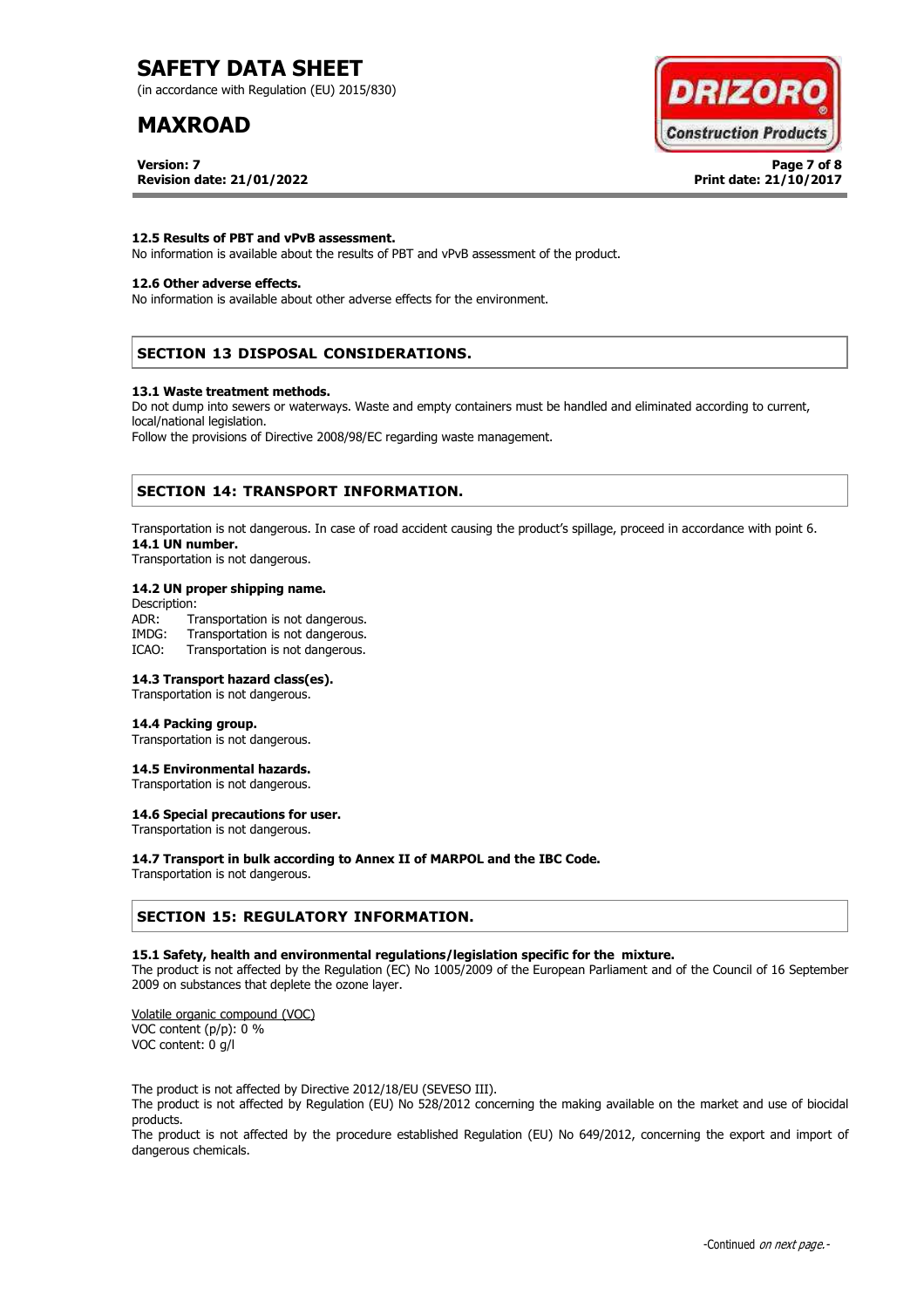#### 12.5 Results of PBT and vPvB assessment.

No information is available about the results of PBT and vPvB assessment of the product.

#### 12.6 Other adverse effects.

No information is available about other adverse effects for the environment.

## SECTION 13 DISPOSAL CONSIDERATIONS.

#### 13.1 Waste treatment methods.

Do not dump into sewers or waterways. Waste and empty containers must be handled and eliminated according to current, local/national legislation.

Follow the provisions of Directive 2008/98/EC regarding waste management.

## SECTION 14: TRANSPORT INFORMATION.

Transportation is not dangerous. In case of road accident causing the product's spillage, proceed in accordance with point 6.

#### 14.1 UN number.

Transportation is not dangerous.

#### 14.2 UN proper shipping name.

Description:

ADR: Transportation is not dangerous.
IMDG: Transportation is not dangerous.
ICAO: Transportation is not dangerous.

#### 14.3 Transport hazard class(es).

Transportation is not dangerous.

#### 14.4 Packing group.

Transportation is not dangerous.

#### 14.5 Environmental hazards.

Transportation is not dangerous.

#### 14.6 Special precautions for user.

Transportation is not dangerous.

#### 14.7 Transport in bulk according to Annex II of MARPOL and the IBC Code.

Transportation is not dangerous.

## SECTION 15: REGULATORY INFORMATION.

#### 15.1 Safety, health and environmental regulations/legislation specific for the mixture.

The product is not affected by the Regulation (EC) No 1005/2009 of the European Parliament and of the Council of 16 September 2009 on substances that deplete the ozone layer.

Volatile organic compound (VOC)
VOC content (p/p): 0 %
VOC content: 0 g/l

The product is not affected by Directive 2012/18/EU (SEVESO III).

The product is not affected by Regulation (EU) No 528/2012 concerning the making available on the market and use of biocidal products.

The product is not affected by the procedure established Regulation (EU) No 649/2012, concerning the export and import of dangerous chemicals.

-Continued *on next page.*-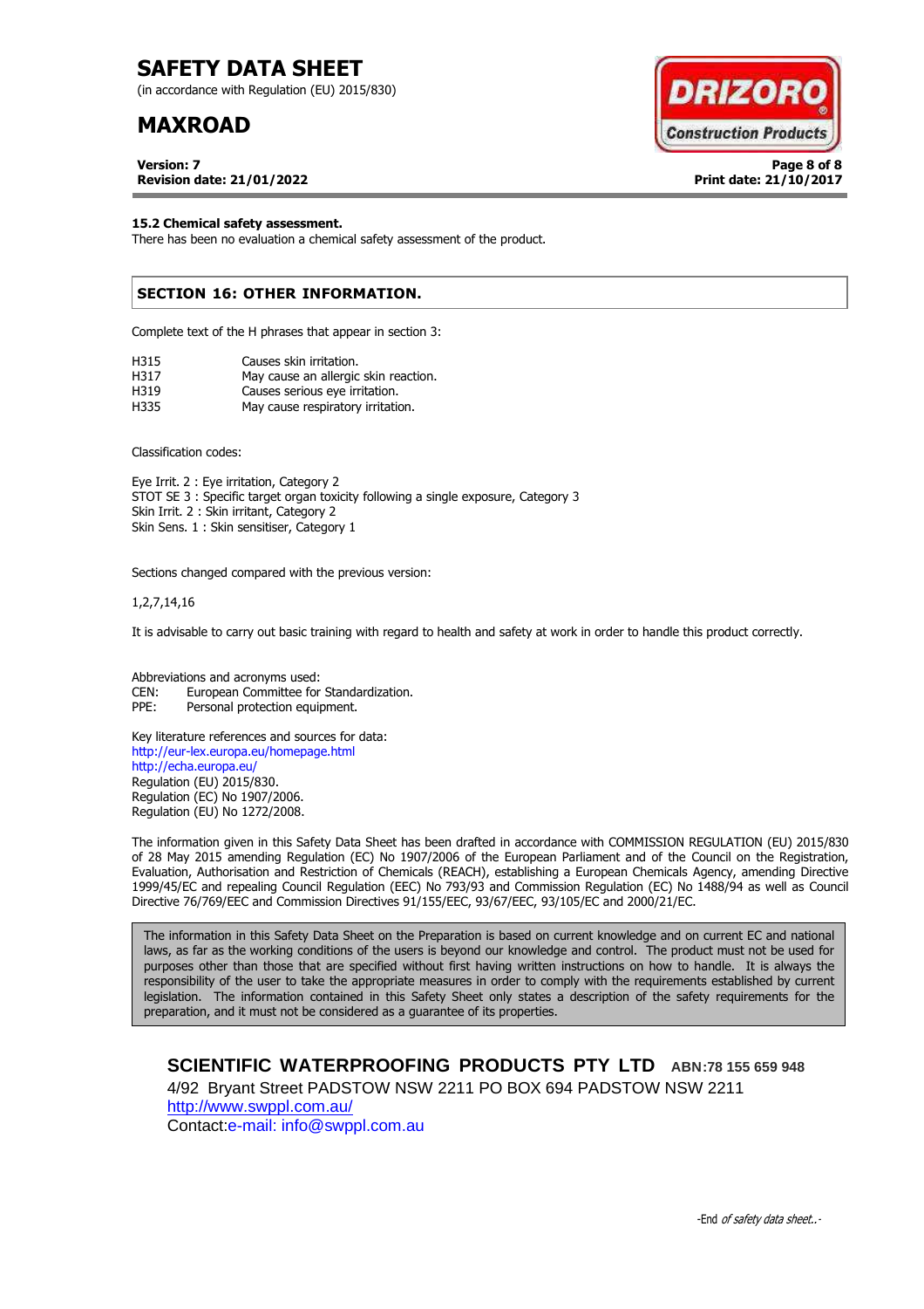**15.2 Chemical safety assessment.**

There has been no evaluation a chemical safety assessment of the product.

## SECTION 16: OTHER INFORMATION.

Complete text of the H phrases that appear in section 3:

| | |
|---|---|
| H315 | Causes skin irritation. |
| H317 | May cause an allergic skin reaction. |
| H319 | Causes serious eye irritation. |
| H335 | May cause respiratory irritation. |

Classification codes:

Eye Irrit. 2 : Eye irritation, Category 2
STOT SE 3 : Specific target organ toxicity following a single exposure, Category 3
Skin Irrit. 2 : Skin irritant, Category 2
Skin Sens. 1 : Skin sensitiser, Category 1

Sections changed compared with the previous version:

1,2,7,14,16

It is advisable to carry out basic training with regard to health and safety at work in order to handle this product correctly.

Abbreviations and acronyms used:
CEN: European Committee for Standardization.
PPE: Personal protection equipment.

Key literature references and sources for data:
http://eur-lex.europa.eu/homepage.html
http://echa.europa.eu/
Regulation (EU) 2015/830.
Regulation (EC) No 1907/2006.
Regulation (EU) No 1272/2008.

The information given in this Safety Data Sheet has been drafted in accordance with COMMISSION REGULATION (EU) 2015/830 of 28 May 2015 amending Regulation (EC) No 1907/2006 of the European Parliament and of the Council on the Registration, Evaluation, Authorisation and Restriction of Chemicals (REACH), establishing a European Chemicals Agency, amending Directive 1999/45/EC and repealing Council Regulation (EEC) No 793/93 and Commission Regulation (EC) No 1488/94 as well as Council Directive 76/769/EEC and Commission Directives 91/155/EEC, 93/67/EEC, 93/105/EC and 2000/21/EC.

The information in this Safety Data Sheet on the Preparation is based on current knowledge and on current EC and national laws, as far as the working conditions of the users is beyond our knowledge and control. The product must not be used for purposes other than those that are specified without first having written instructions on how to handle. It is always the responsibility of the user to take the appropriate measures in order to comply with the requirements established by current legislation. The information contained in this Safety Sheet only states a description of the safety requirements for the preparation, and it must not be considered as a guarantee of its properties.

**SCIENTIFIC WATERPROOFING PRODUCTS PTY LTD** **ABN:78 155 659 948**
4/92 Bryant Street PADSTOW NSW 2211 PO BOX 694 PADSTOW NSW 2211
http://www.swppl.com.au/
Contact:e-mail: info@swppl.com.au

-End *of safety data sheet..*-